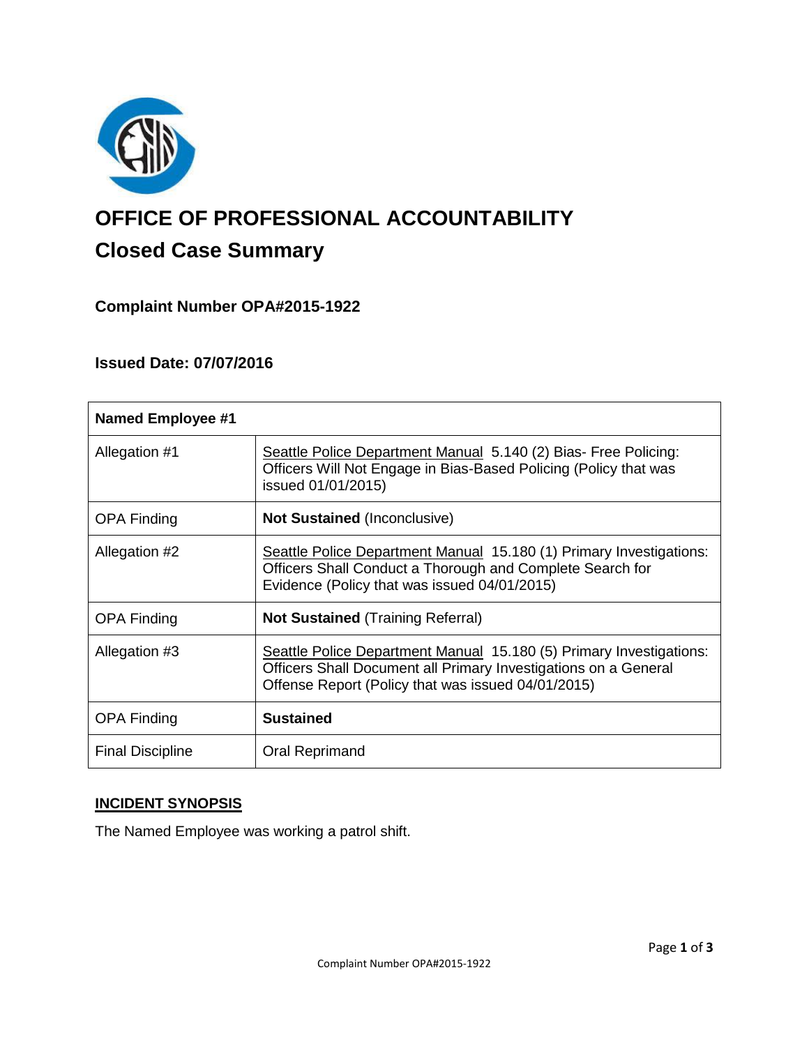# OFFICE OF PROFESSIONAL ACCOUNTABILITY

## Closed Case Summary

### Complaint Number OPA#2015-1922

### Issued Date: 07/07/2016

| Named Employee #1 | |
|---|---|
| Allegation #1 | Seattle Police Department Manual 5.140 (2) Bias- Free Policing: Officers Will Not Engage in Bias-Based Policing (Policy that was issued 01/01/2015) |
| OPA Finding | **Not Sustained** (Inconclusive) |
| Allegation #2 | Seattle Police Department Manual 15.180 (1) Primary Investigations: Officers Shall Conduct a Thorough and Complete Search for Evidence (Policy that was issued 04/01/2015) |
| OPA Finding | **Not Sustained** (Training Referral) |
| Allegation #3 | Seattle Police Department Manual 15.180 (5) Primary Investigations: Officers Shall Document all Primary Investigations on a General Offense Report (Policy that was issued 04/01/2015) |
| OPA Finding | **Sustained** |
| Final Discipline | Oral Reprimand |

## INCIDENT SYNOPSIS

The Named Employee was working a patrol shift.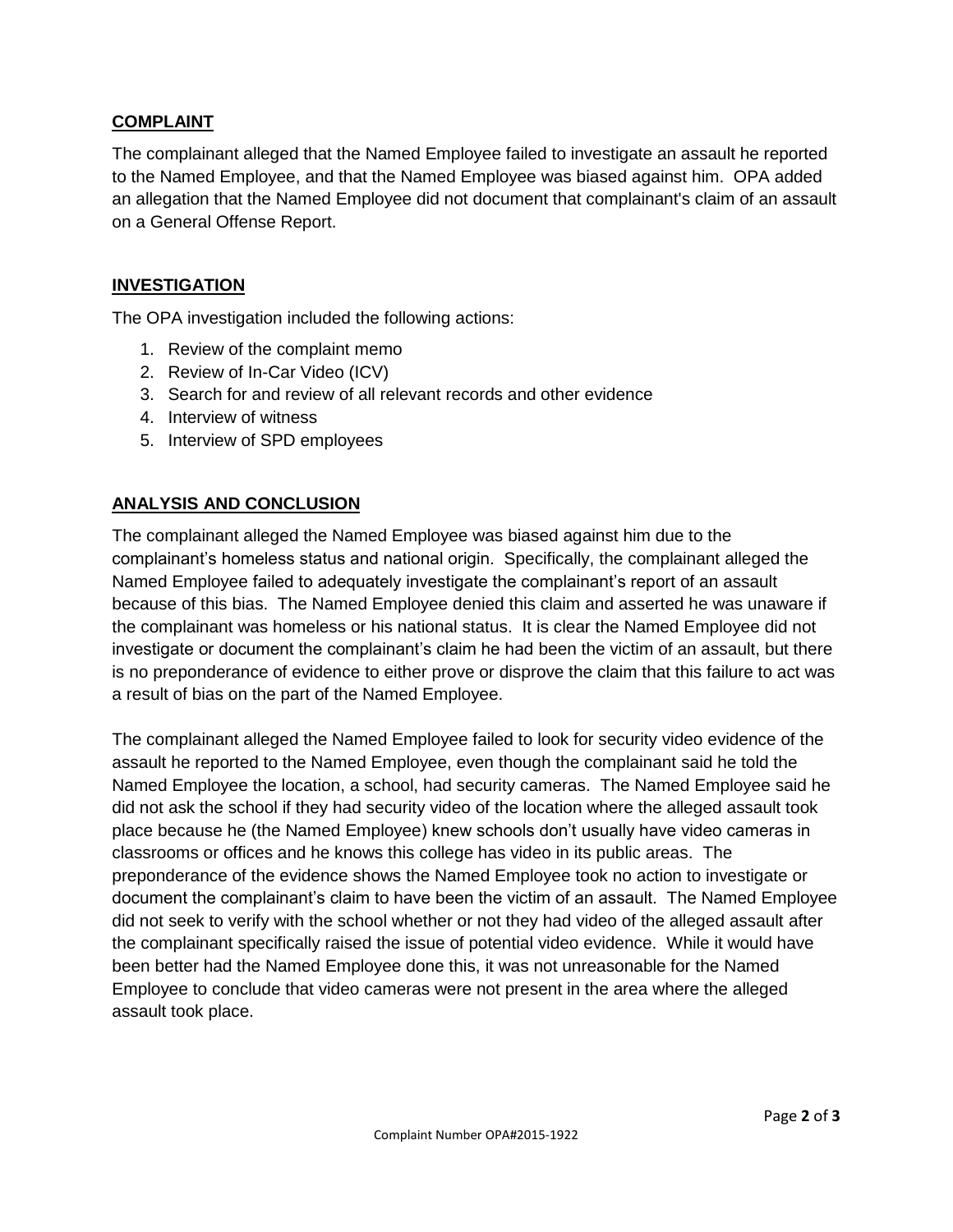## COMPLAINT

The complainant alleged that the Named Employee failed to investigate an assault he reported to the Named Employee, and that the Named Employee was biased against him. OPA added an allegation that the Named Employee did not document that complainant's claim of an assault on a General Offense Report.

## INVESTIGATION

The OPA investigation included the following actions:

1. Review of the complaint memo
2. Review of In-Car Video (ICV)
3. Search for and review of all relevant records and other evidence
4. Interview of witness
5. Interview of SPD employees

## ANALYSIS AND CONCLUSION

The complainant alleged the Named Employee was biased against him due to the complainant's homeless status and national origin. Specifically, the complainant alleged the Named Employee failed to adequately investigate the complainant's report of an assault because of this bias. The Named Employee denied this claim and asserted he was unaware if the complainant was homeless or his national status. It is clear the Named Employee did not investigate or document the complainant's claim he had been the victim of an assault, but there is no preponderance of evidence to either prove or disprove the claim that this failure to act was a result of bias on the part of the Named Employee.

The complainant alleged the Named Employee failed to look for security video evidence of the assault he reported to the Named Employee, even though the complainant said he told the Named Employee the location, a school, had security cameras. The Named Employee said he did not ask the school if they had security video of the location where the alleged assault took place because he (the Named Employee) knew schools don't usually have video cameras in classrooms or offices and he knows this college has video in its public areas. The preponderance of the evidence shows the Named Employee took no action to investigate or document the complainant's claim to have been the victim of an assault. The Named Employee did not seek to verify with the school whether or not they had video of the alleged assault after the complainant specifically raised the issue of potential video evidence. While it would have been better had the Named Employee done this, it was not unreasonable for the Named Employee to conclude that video cameras were not present in the area where the alleged assault took place.

Complaint Number OPA#2015-1922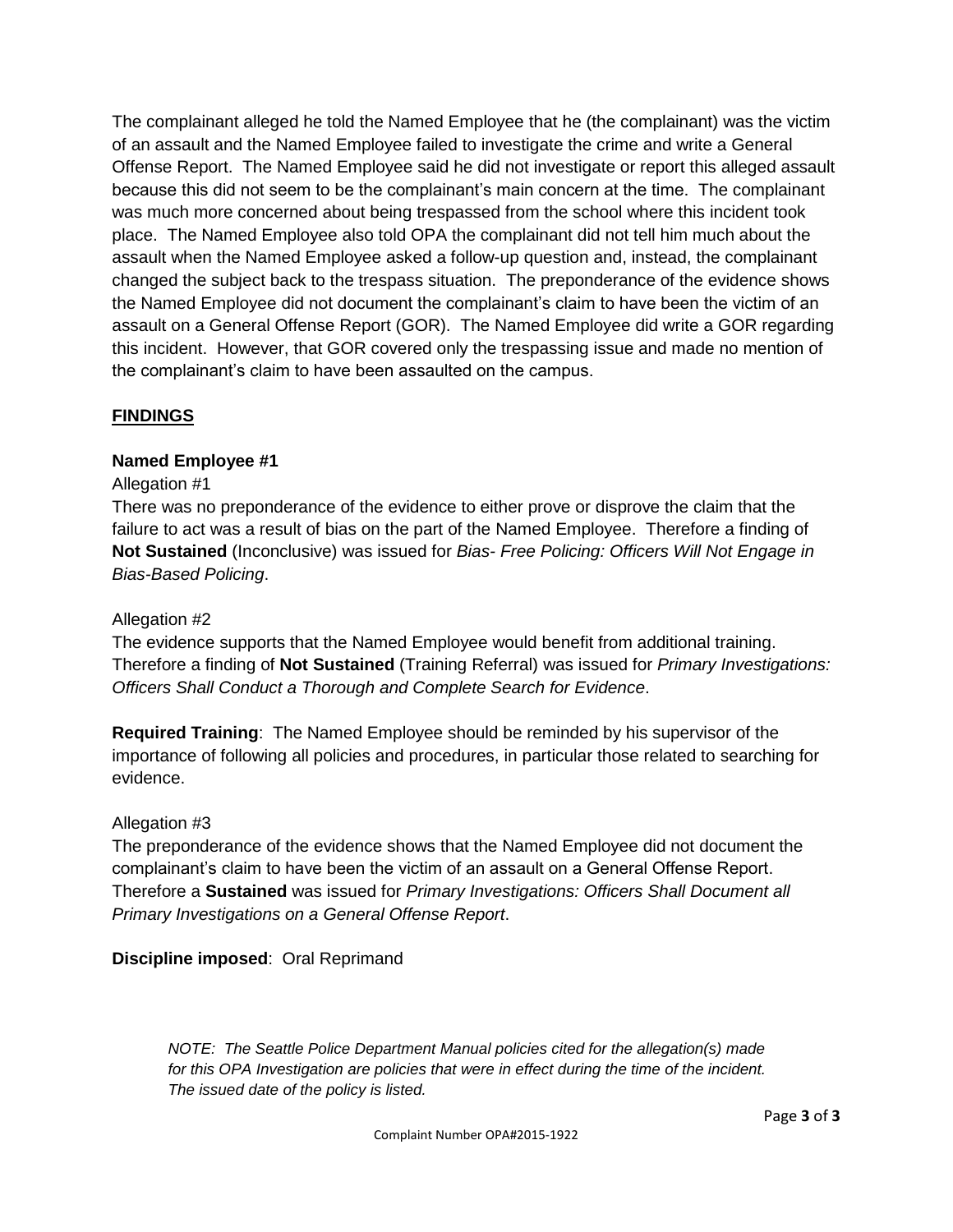The complainant alleged he told the Named Employee that he (the complainant) was the victim of an assault and the Named Employee failed to investigate the crime and write a General Offense Report. The Named Employee said he did not investigate or report this alleged assault because this did not seem to be the complainant's main concern at the time. The complainant was much more concerned about being trespassed from the school where this incident took place. The Named Employee also told OPA the complainant did not tell him much about the assault when the Named Employee asked a follow-up question and, instead, the complainant changed the subject back to the trespass situation. The preponderance of the evidence shows the Named Employee did not document the complainant's claim to have been the victim of an assault on a General Offense Report (GOR). The Named Employee did write a GOR regarding this incident. However, that GOR covered only the trespassing issue and made no mention of the complainant's claim to have been assaulted on the campus.

## FINDINGS

**Named Employee #1**

Allegation #1

There was no preponderance of the evidence to either prove or disprove the claim that the failure to act was a result of bias on the part of the Named Employee. Therefore a finding of **Not Sustained** (Inconclusive) was issued for *Bias- Free Policing: Officers Will Not Engage in Bias-Based Policing*.

Allegation #2

The evidence supports that the Named Employee would benefit from additional training. Therefore a finding of **Not Sustained** (Training Referral) was issued for *Primary Investigations: Officers Shall Conduct a Thorough and Complete Search for Evidence*.

**Required Training**: The Named Employee should be reminded by his supervisor of the importance of following all policies and procedures, in particular those related to searching for evidence.

Allegation #3

The preponderance of the evidence shows that the Named Employee did not document the complainant's claim to have been the victim of an assault on a General Offense Report. Therefore a **Sustained** was issued for *Primary Investigations: Officers Shall Document all Primary Investigations on a General Offense Report*.

**Discipline imposed**: Oral Reprimand

*NOTE: The Seattle Police Department Manual policies cited for the allegation(s) made for this OPA Investigation are policies that were in effect during the time of the incident. The issued date of the policy is listed.*

Complaint Number OPA#2015-1922